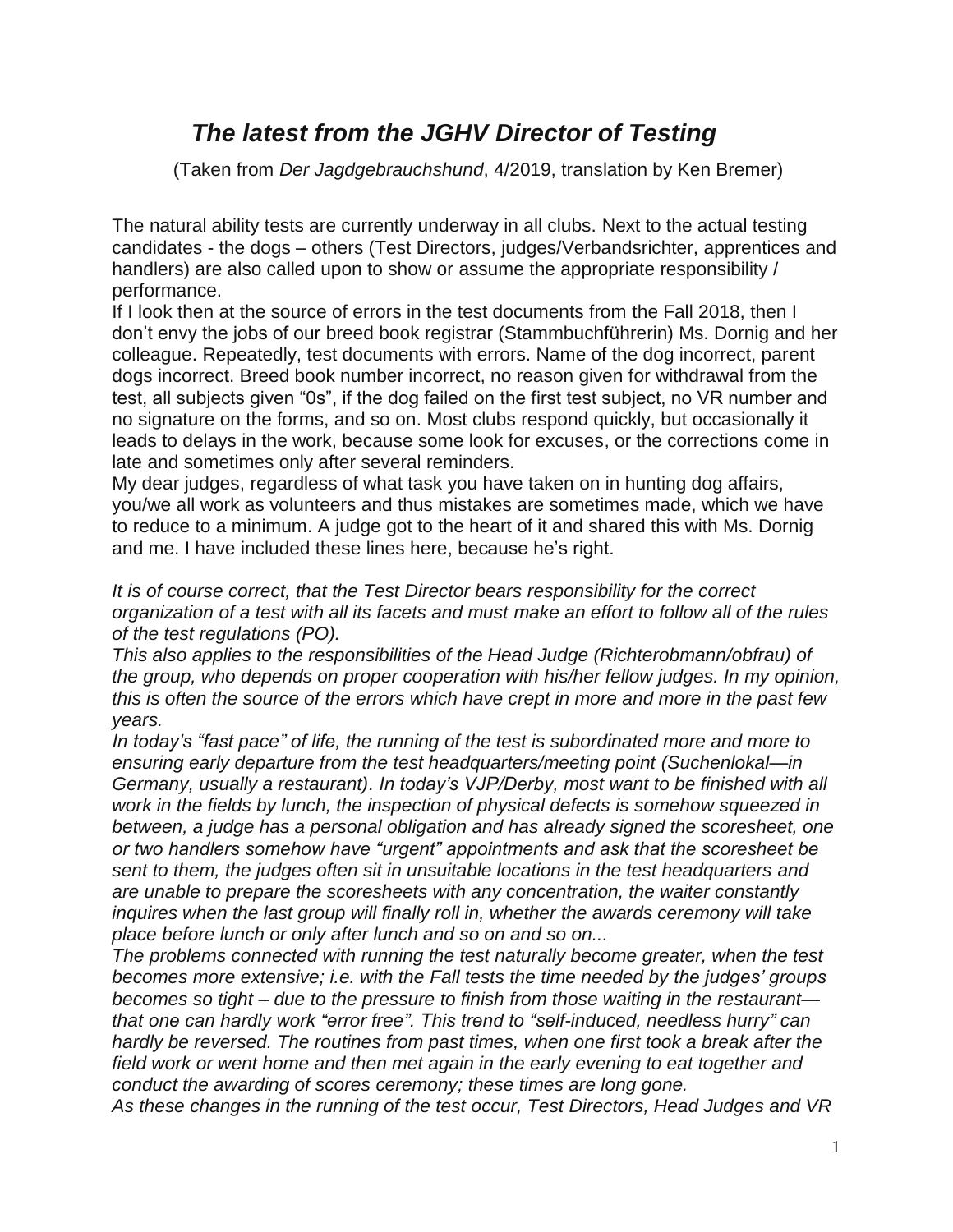# *The latest from the JGHV Director of Testing*

(Taken from *Der Jagdgebrauchshund*, 4/2019, translation by Ken Bremer)

The natural ability tests are currently underway in all clubs. Next to the actual testing candidates - the dogs – others (Test Directors, judges/Verbandsrichter, apprentices and handlers) are also called upon to show or assume the appropriate responsibility / performance.

If I look then at the source of errors in the test documents from the Fall 2018, then I don't envy the jobs of our breed book registrar (Stammbuchführerin) Ms. Dornig and her colleague. Repeatedly, test documents with errors. Name of the dog incorrect, parent dogs incorrect. Breed book number incorrect, no reason given for withdrawal from the test, all subjects given "0s", if the dog failed on the first test subject, no VR number and no signature on the forms, and so on. Most clubs respond quickly, but occasionally it leads to delays in the work, because some look for excuses, or the corrections come in late and sometimes only after several reminders.

My dear judges, regardless of what task you have taken on in hunting dog affairs, you/we all work as volunteers and thus mistakes are sometimes made, which we have to reduce to a minimum. A judge got to the heart of it and shared this with Ms. Dornig and me. I have included these lines here, because he's right.

*It is of course correct, that the Test Director bears responsibility for the correct organization of a test with all its facets and must make an effort to follow all of the rules of the test regulations (PO).*

*This also applies to the responsibilities of the Head Judge (Richterobmann/obfrau) of the group, who depends on proper cooperation with his/her fellow judges. In my opinion, this is often the source of the errors which have crept in more and more in the past few years.*

*In today's "fast pace" of life, the running of the test is subordinated more and more to ensuring early departure from the test headquarters/meeting point (Suchenlokal—in Germany, usually a restaurant). In today's VJP/Derby, most want to be finished with all work in the fields by lunch, the inspection of physical defects is somehow squeezed in between, a judge has a personal obligation and has already signed the scoresheet, one or two handlers somehow have "urgent" appointments and ask that the scoresheet be sent to them, the judges often sit in unsuitable locations in the test headquarters and are unable to prepare the scoresheets with any concentration, the waiter constantly inquires when the last group will finally roll in, whether the awards ceremony will take place before lunch or only after lunch and so on and so on...*

*The problems connected with running the test naturally become greater, when the test becomes more extensive; i.e. with the Fall tests the time needed by the judges' groups becomes so tight – due to the pressure to finish from those waiting in the restaurant—that one can hardly work "error free". This trend to "self-induced, needless hurry" can hardly be reversed. The routines from past times, when one first took a break after the field work or went home and then met again in the early evening to eat together and conduct the awarding of scores ceremony; these times are long gone.*

*As these changes in the running of the test occur, Test Directors, Head Judges and VR*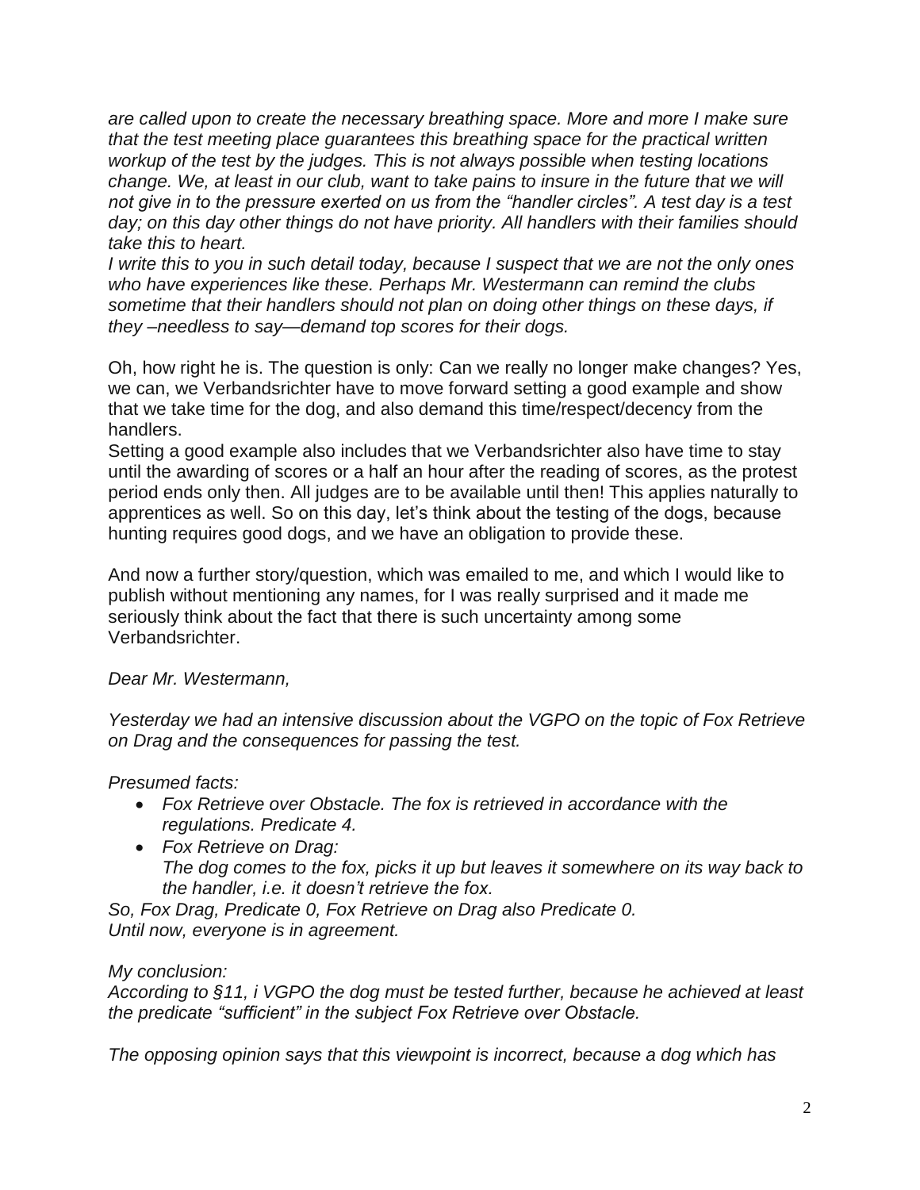*are called upon to create the necessary breathing space. More and more I make sure that the test meeting place guarantees this breathing space for the practical written workup of the test by the judges. This is not always possible when testing locations change. We, at least in our club, want to take pains to insure in the future that we will not give in to the pressure exerted on us from the "handler circles". A test day is a test day; on this day other things do not have priority. All handlers with their families should take this to heart.*
*I write this to you in such detail today, because I suspect that we are not the only ones who have experiences like these. Perhaps Mr. Westermann can remind the clubs sometime that their handlers should not plan on doing other things on these days, if they –needless to say—demand top scores for their dogs.*

Oh, how right he is. The question is only: Can we really no longer make changes? Yes, we can, we Verbandsrichter have to move forward setting a good example and show that we take time for the dog, and also demand this time/respect/decency from the handlers.
Setting a good example also includes that we Verbandsrichter also have time to stay until the awarding of scores or a half an hour after the reading of scores, as the protest period ends only then. All judges are to be available until then! This applies naturally to apprentices as well. So on this day, let's think about the testing of the dogs, because hunting requires good dogs, and we have an obligation to provide these.

And now a further story/question, which was emailed to me, and which I would like to publish without mentioning any names, for I was really surprised and it made me seriously think about the fact that there is such uncertainty among some Verbandsrichter.

*Dear Mr. Westermann,*

*Yesterday we had an intensive discussion about the VGPO on the topic of Fox Retrieve on Drag and the consequences for passing the test.*

*Presumed facts:*

- *Fox Retrieve over Obstacle. The fox is retrieved in accordance with the regulations. Predicate 4.*
- *Fox Retrieve on Drag:*
  *The dog comes to the fox, picks it up but leaves it somewhere on its way back to the handler, i.e. it doesn't retrieve the fox.*

*So, Fox Drag, Predicate 0, Fox Retrieve on Drag also Predicate 0.*
*Until now, everyone is in agreement.*

*My conclusion:*
*According to §11, i VGPO the dog must be tested further, because he achieved at least the predicate "sufficient" in the subject Fox Retrieve over Obstacle.*

*The opposing opinion says that this viewpoint is incorrect, because a dog which has*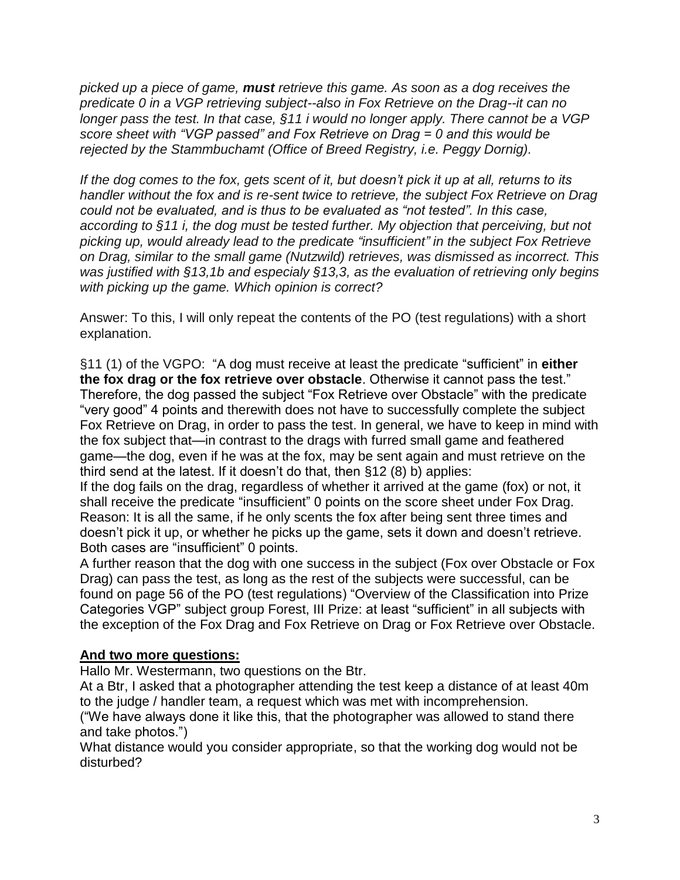*picked up a piece of game, **must** retrieve this game. As soon as a dog receives the predicate 0 in a VGP retrieving subject--also in Fox Retrieve on the Drag--it can no longer pass the test. In that case, §11 i would no longer apply. There cannot be a VGP score sheet with "VGP passed" and Fox Retrieve on Drag = 0 and this would be rejected by the Stammbuchamt (Office of Breed Registry, i.e. Peggy Dornig).*

*If the dog comes to the fox, gets scent of it, but doesn't pick it up at all, returns to its handler without the fox and is re-sent twice to retrieve, the subject Fox Retrieve on Drag could not be evaluated, and is thus to be evaluated as "not tested". In this case, according to §11 i, the dog must be tested further. My objection that perceiving, but not picking up, would already lead to the predicate "insufficient" in the subject Fox Retrieve on Drag, similar to the small game (Nutzwild) retrieves, was dismissed as incorrect. This was justified with §13,1b and especialy §13,3, as the evaluation of retrieving only begins with picking up the game. Which opinion is correct?*

Answer: To this, I will only repeat the contents of the PO (test regulations) with a short explanation.

§11 (1) of the VGPO: "A dog must receive at least the predicate "sufficient" in **either the fox drag or the fox retrieve over obstacle**. Otherwise it cannot pass the test." Therefore, the dog passed the subject "Fox Retrieve over Obstacle" with the predicate "very good" 4 points and therewith does not have to successfully complete the subject Fox Retrieve on Drag, in order to pass the test. In general, we have to keep in mind with the fox subject that—in contrast to the drags with furred small game and feathered game—the dog, even if he was at the fox, may be sent again and must retrieve on the third send at the latest. If it doesn't do that, then §12 (8) b) applies:
If the dog fails on the drag, regardless of whether it arrived at the game (fox) or not, it shall receive the predicate "insufficient" 0 points on the score sheet under Fox Drag. Reason: It is all the same, if he only scents the fox after being sent three times and doesn't pick it up, or whether he picks up the game, sets it down and doesn't retrieve. Both cases are "insufficient" 0 points.
A further reason that the dog with one success in the subject (Fox over Obstacle or Fox Drag) can pass the test, as long as the rest of the subjects were successful, can be found on page 56 of the PO (test regulations) "Overview of the Classification into Prize Categories VGP" subject group Forest, III Prize: at least "sufficient" in all subjects with the exception of the Fox Drag and Fox Retrieve on Drag or Fox Retrieve over Obstacle.

## **And two more questions:**

Hallo Mr. Westermann, two questions on the Btr.
At a Btr, I asked that a photographer attending the test keep a distance of at least 40m to the judge / handler team, a request which was met with incomprehension.
("We have always done it like this, that the photographer was allowed to stand there and take photos.")
What distance would you consider appropriate, so that the working dog would not be disturbed?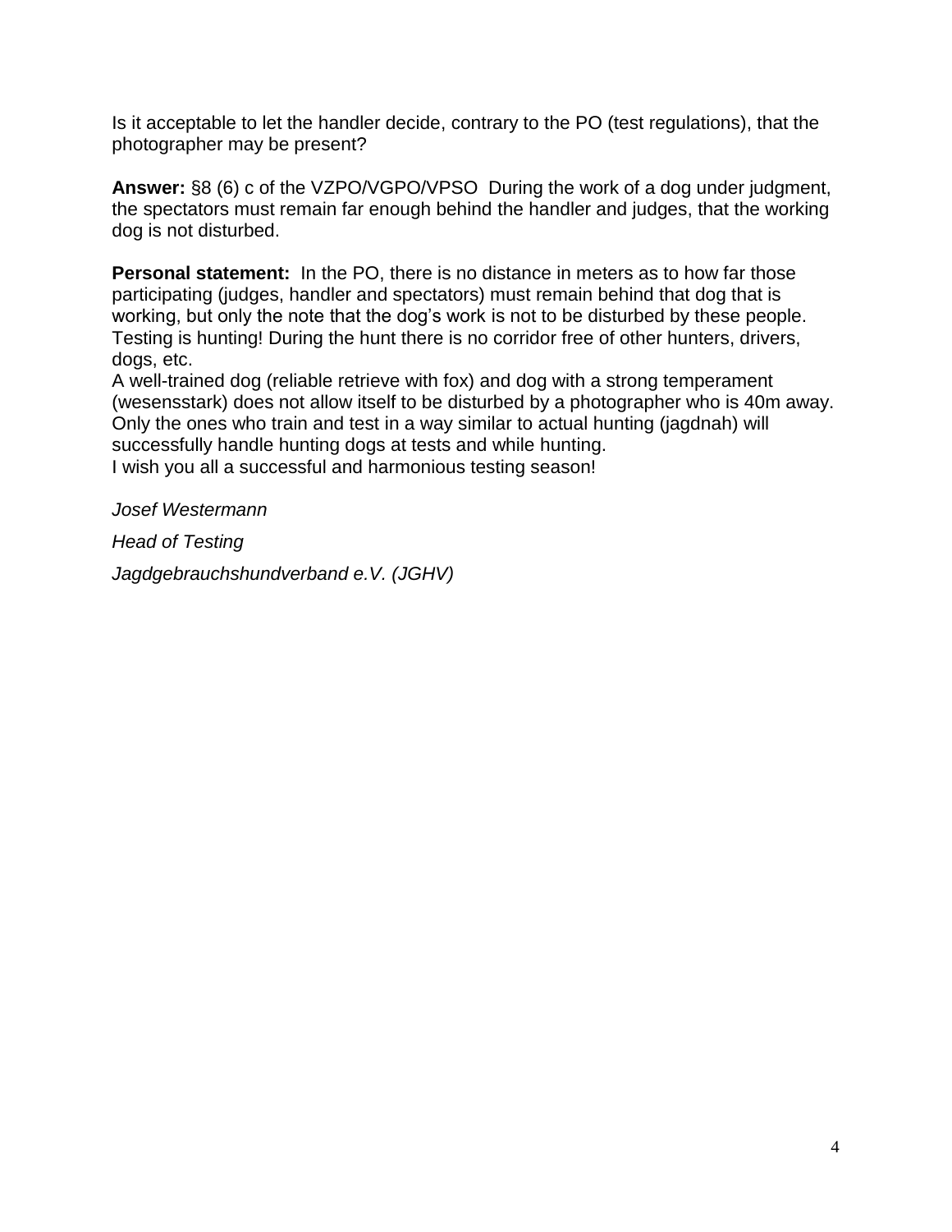Is it acceptable to let the handler decide, contrary to the PO (test regulations), that the photographer may be present?

**Answer:** §8 (6) c of the VZPO/VGPO/VPSO During the work of a dog under judgment, the spectators must remain far enough behind the handler and judges, that the working dog is not disturbed.

**Personal statement:** In the PO, there is no distance in meters as to how far those participating (judges, handler and spectators) must remain behind that dog that is working, but only the note that the dog's work is not to be disturbed by these people. Testing is hunting! During the hunt there is no corridor free of other hunters, drivers, dogs, etc.
A well-trained dog (reliable retrieve with fox) and dog with a strong temperament (wesensstark) does not allow itself to be disturbed by a photographer who is 40m away. Only the ones who train and test in a way similar to actual hunting (jagdnah) will successfully handle hunting dogs at tests and while hunting.
I wish you all a successful and harmonious testing season!

*Josef Westermann*

*Head of Testing*

*Jagdgebrauchshundverband e.V. (JGHV)*